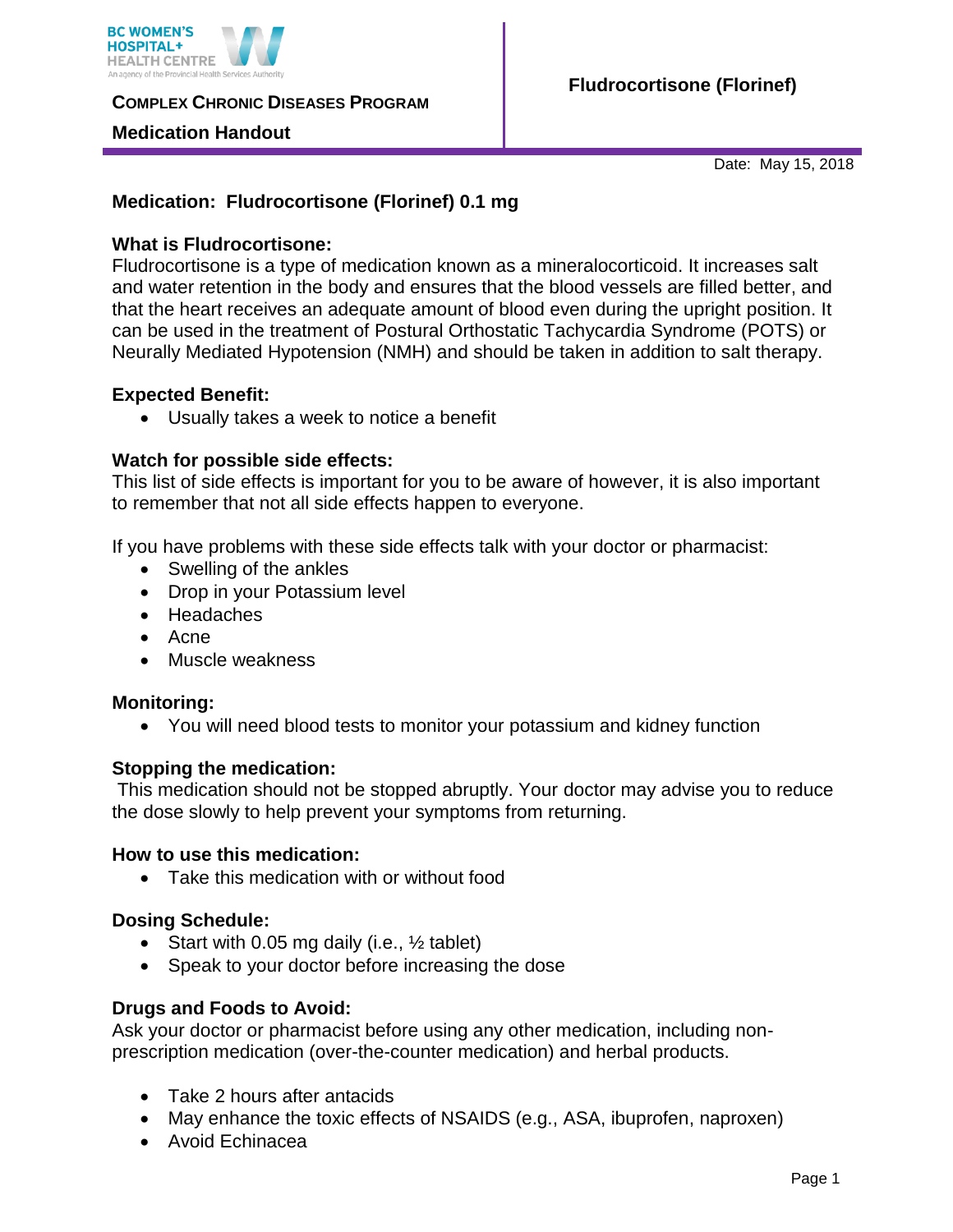BC WOMEN'S HOSPITAL+ HEALTH CENTRE
An agency of the Provincial Health Services Authority

**COMPLEX CHRONIC DISEASES PROGRAM**

**Medication Handout**

**Fludrocortisone (Florinef)**

Date: May 15, 2018

## Medication: Fludrocortisone (Florinef) 0.1 mg

### What is Fludrocortisone:

Fludrocortisone is a type of medication known as a mineralocorticoid. It increases salt and water retention in the body and ensures that the blood vessels are filled better, and that the heart receives an adequate amount of blood even during the upright position. It can be used in the treatment of Postural Orthostatic Tachycardia Syndrome (POTS) or Neurally Mediated Hypotension (NMH) and should be taken in addition to salt therapy.

### Expected Benefit:

- Usually takes a week to notice a benefit

### Watch for possible side effects:

This list of side effects is important for you to be aware of however, it is also important to remember that not all side effects happen to everyone.

If you have problems with these side effects talk with your doctor or pharmacist:

- Swelling of the ankles
- Drop in your Potassium level
- Headaches
- Acne
- Muscle weakness

### Monitoring:

- You will need blood tests to monitor your potassium and kidney function

### Stopping the medication:

This medication should not be stopped abruptly. Your doctor may advise you to reduce the dose slowly to help prevent your symptoms from returning.

### How to use this medication:

- Take this medication with or without food

### Dosing Schedule:

- Start with 0.05 mg daily (i.e., ½ tablet)
- Speak to your doctor before increasing the dose

### Drugs and Foods to Avoid:

Ask your doctor or pharmacist before using any other medication, including non-prescription medication (over-the-counter medication) and herbal products.

- Take 2 hours after antacids
- May enhance the toxic effects of NSAIDS (e.g., ASA, ibuprofen, naproxen)
- Avoid Echinacea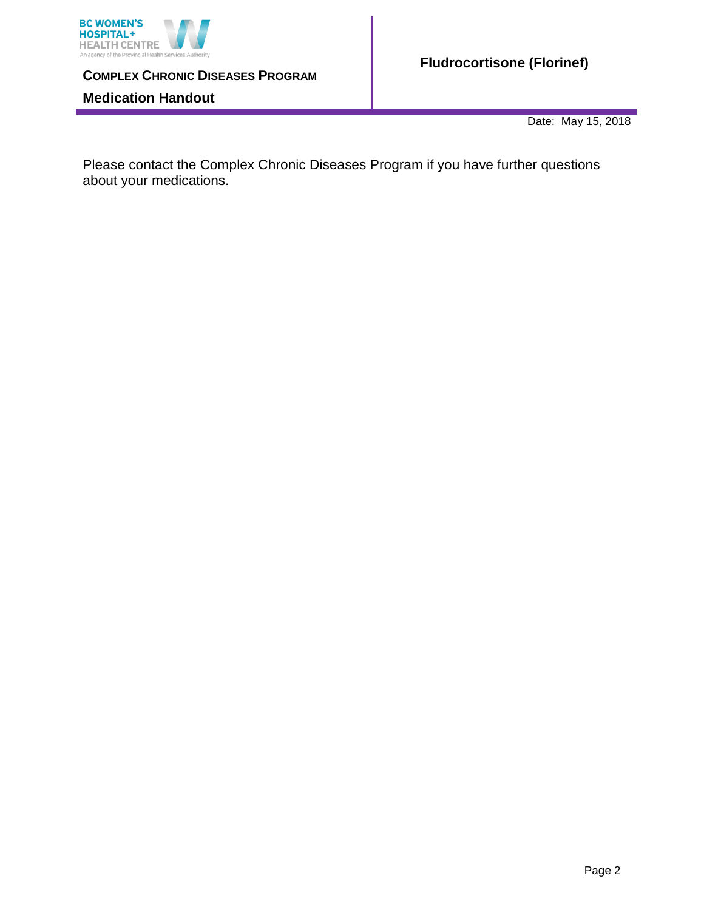Please contact the Complex Chronic Diseases Program if you have further questions about your medications.